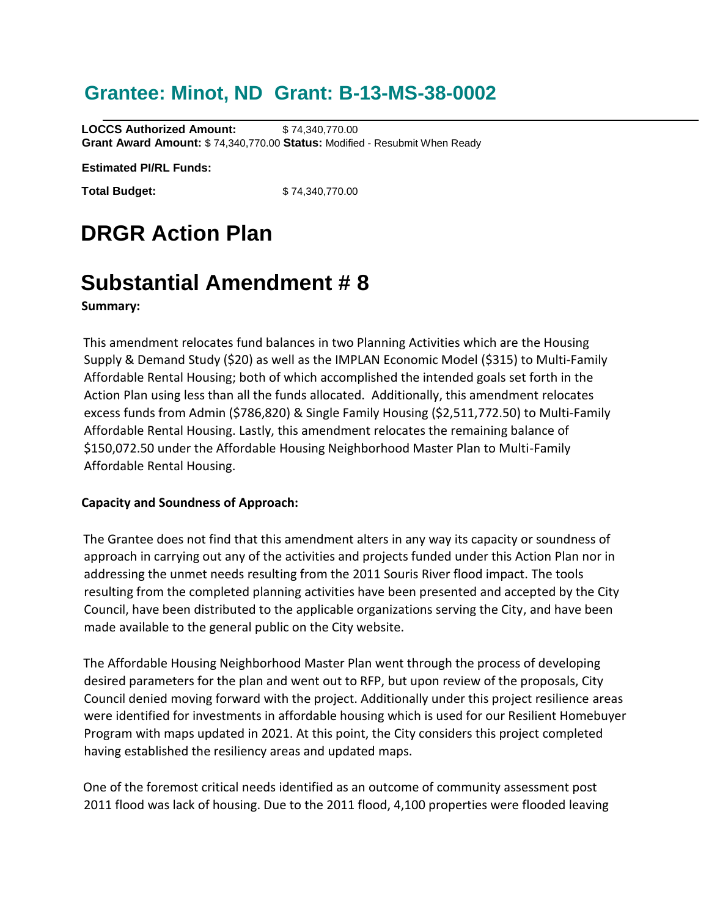## Grantee: Minot, ND Grant: B-13-MS-38-0002

**LOCCS Authorized Amount:** $ 74,340,770.00
**Grant Award Amount:** $ 74,340,770.00 **Status:** Modified - Resubmit When Ready

**Estimated PI/RL Funds:**

**Total Budget:** $ 74,340,770.00

# DRGR Action Plan

# Substantial Amendment # 8

**Summary:**

This amendment relocates fund balances in two Planning Activities which are the Housing Supply & Demand Study ($20) as well as the IMPLAN Economic Model ($315) to Multi-Family Affordable Rental Housing; both of which accomplished the intended goals set forth in the Action Plan using less than all the funds allocated. Additionally, this amendment relocates excess funds from Admin ($786,820) & Single Family Housing ($2,511,772.50) to Multi-Family Affordable Rental Housing. Lastly, this amendment relocates the remaining balance of $150,072.50 under the Affordable Housing Neighborhood Master Plan to Multi-Family Affordable Rental Housing.

**Capacity and Soundness of Approach:**

The Grantee does not find that this amendment alters in any way its capacity or soundness of approach in carrying out any of the activities and projects funded under this Action Plan nor in addressing the unmet needs resulting from the 2011 Souris River flood impact. The tools resulting from the completed planning activities have been presented and accepted by the City Council, have been distributed to the applicable organizations serving the City, and have been made available to the general public on the City website.

The Affordable Housing Neighborhood Master Plan went through the process of developing desired parameters for the plan and went out to RFP, but upon review of the proposals, City Council denied moving forward with the project. Additionally under this project resilience areas were identified for investments in affordable housing which is used for our Resilient Homebuyer Program with maps updated in 2021. At this point, the City considers this project completed having established the resiliency areas and updated maps.

One of the foremost critical needs identified as an outcome of community assessment post 2011 flood was lack of housing. Due to the 2011 flood, 4,100 properties were flooded leaving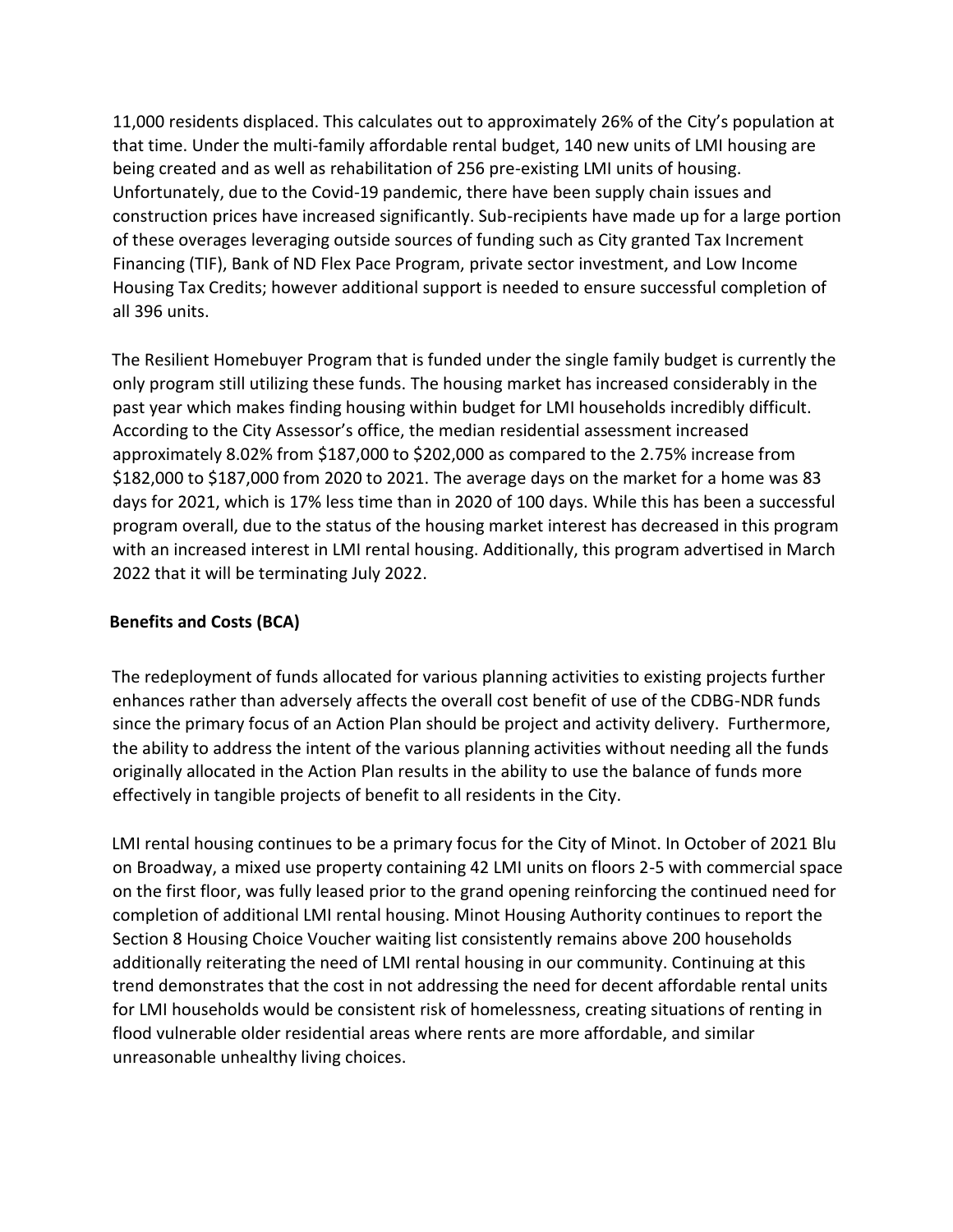11,000 residents displaced. This calculates out to approximately 26% of the City's population at that time. Under the multi-family affordable rental budget, 140 new units of LMI housing are being created and as well as rehabilitation of 256 pre-existing LMI units of housing. Unfortunately, due to the Covid-19 pandemic, there have been supply chain issues and construction prices have increased significantly. Sub-recipients have made up for a large portion of these overages leveraging outside sources of funding such as City granted Tax Increment Financing (TIF), Bank of ND Flex Pace Program, private sector investment, and Low Income Housing Tax Credits; however additional support is needed to ensure successful completion of all 396 units.

The Resilient Homebuyer Program that is funded under the single family budget is currently the only program still utilizing these funds. The housing market has increased considerably in the past year which makes finding housing within budget for LMI households incredibly difficult. According to the City Assessor's office, the median residential assessment increased approximately 8.02% from $187,000 to $202,000 as compared to the 2.75% increase from $182,000 to $187,000 from 2020 to 2021. The average days on the market for a home was 83 days for 2021, which is 17% less time than in 2020 of 100 days. While this has been a successful program overall, due to the status of the housing market interest has decreased in this program with an increased interest in LMI rental housing. Additionally, this program advertised in March 2022 that it will be terminating July 2022.

**Benefits and Costs (BCA)**

The redeployment of funds allocated for various planning activities to existing projects further enhances rather than adversely affects the overall cost benefit of use of the CDBG-NDR funds since the primary focus of an Action Plan should be project and activity delivery. Furthermore, the ability to address the intent of the various planning activities without needing all the funds originally allocated in the Action Plan results in the ability to use the balance of funds more effectively in tangible projects of benefit to all residents in the City.

LMI rental housing continues to be a primary focus for the City of Minot. In October of 2021 Blu on Broadway, a mixed use property containing 42 LMI units on floors 2-5 with commercial space on the first floor, was fully leased prior to the grand opening reinforcing the continued need for completion of additional LMI rental housing. Minot Housing Authority continues to report the Section 8 Housing Choice Voucher waiting list consistently remains above 200 households additionally reiterating the need of LMI rental housing in our community. Continuing at this trend demonstrates that the cost in not addressing the need for decent affordable rental units for LMI households would be consistent risk of homelessness, creating situations of renting in flood vulnerable older residential areas where rents are more affordable, and similar unreasonable unhealthy living choices.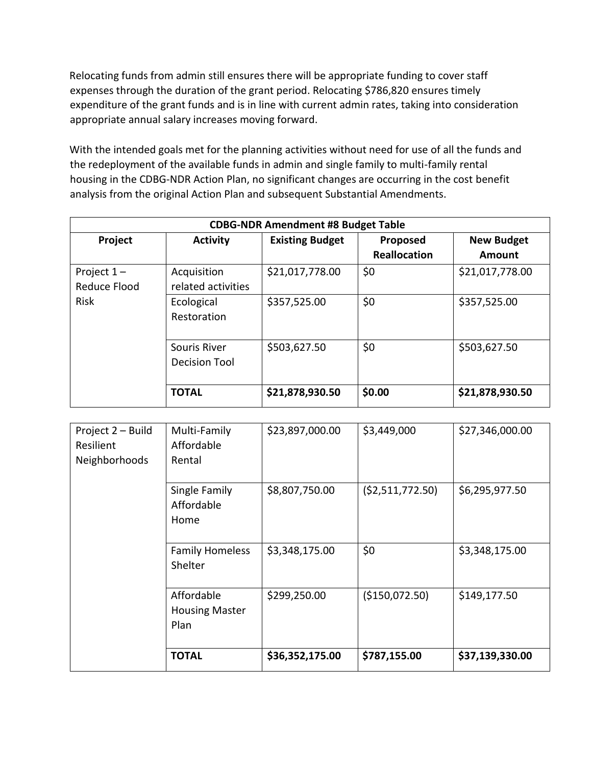Relocating funds from admin still ensures there will be appropriate funding to cover staff expenses through the duration of the grant period. Relocating $786,820 ensures timely expenditure of the grant funds and is in line with current admin rates, taking into consideration appropriate annual salary increases moving forward.

With the intended goals met for the planning activities without need for use of all the funds and the redeployment of the available funds in admin and single family to multi-family rental housing in the CDBG-NDR Action Plan, no significant changes are occurring in the cost benefit analysis from the original Action Plan and subsequent Substantial Amendments.

| **CDBG-NDR Amendment #8 Budget Table** | | | | |
|---|---|---|---|---|
| **Project** | **Activity** | **Existing Budget** | **Proposed Reallocation** | **New Budget Amount** |
| Project 1 – Reduce Flood Risk | Acquisition related activities | $21,017,778.00 | $0 | $21,017,778.00 |
| | Ecological Restoration | $357,525.00 | $0 | $357,525.00 |
| | Souris River Decision Tool | $503,627.50 | $0 | $503,627.50 |
| | **TOTAL** | **$21,878,930.50** | **$0.00** | **$21,878,930.50** |

| Project 2 – Build Resilient Neighborhoods | Multi-Family Affordable Rental | $23,897,000.00 | $3,449,000 | $27,346,000.00 |
|---|---|---|---|---|
| | Single Family Affordable Home | $8,807,750.00 | ($2,511,772.50) | $6,295,977.50 |
| | Family Homeless Shelter | $3,348,175.00 | $0 | $3,348,175.00 |
| | Affordable Housing Master Plan | $299,250.00 | ($150,072.50) | $149,177.50 |
| | **TOTAL** | **$36,352,175.00** | **$787,155.00** | **$37,139,330.00** |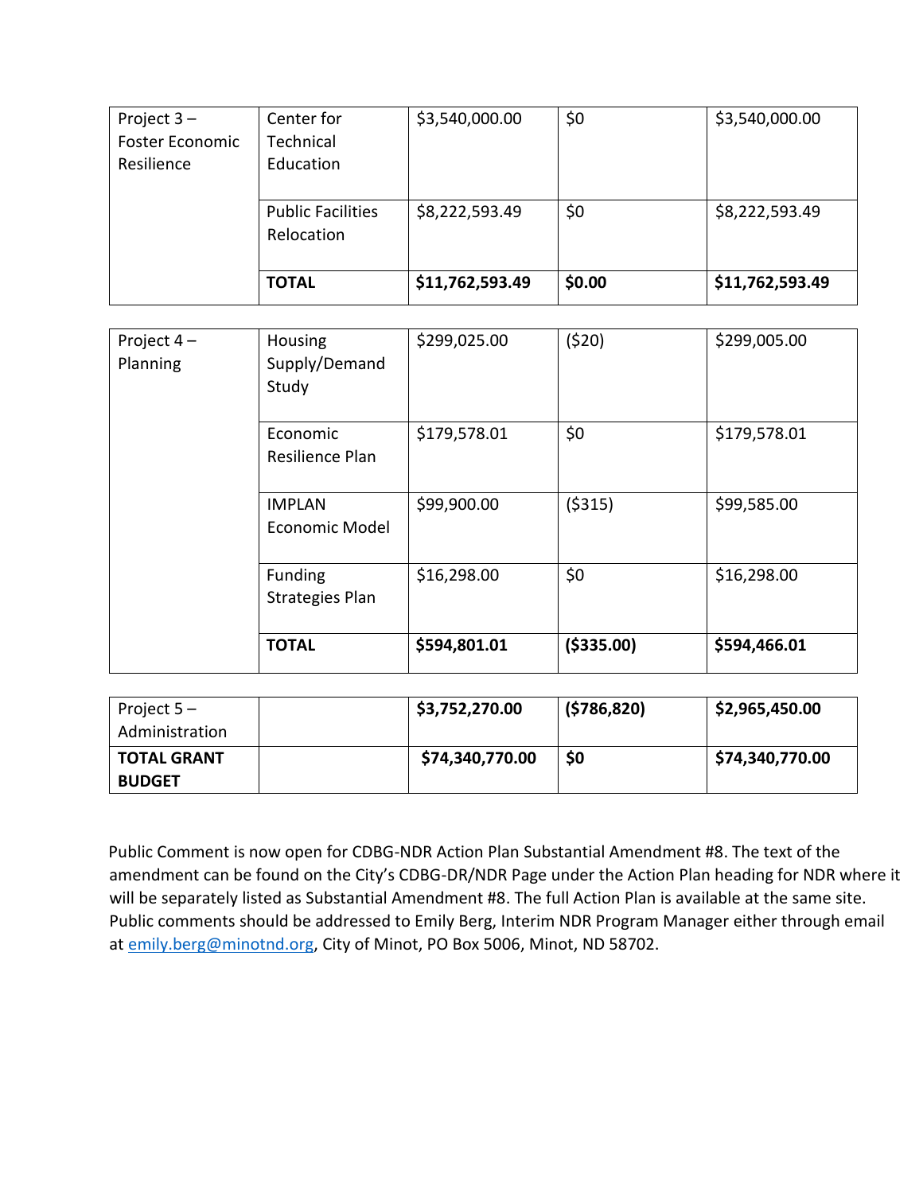| | | | | |
|---|---|---|---|---|
| Project 3 – Foster Economic Resilience | Center for Technical Education | $3,540,000.00 | $0 | $3,540,000.00 |
| | Public Facilities Relocation | $8,222,593.49 | $0 | $8,222,593.49 |
| | **TOTAL** | **$11,762,593.49** | **$0.00** | **$11,762,593.49** |

| | | | | |
|---|---|---|---|---|
| Project 4 – Planning | Housing Supply/Demand Study | $299,025.00 | ($20) | $299,005.00 |
| | Economic Resilience Plan | $179,578.01 | $0 | $179,578.01 |
| | IMPLAN Economic Model | $99,900.00 | ($315) | $99,585.00 |
| | Funding Strategies Plan | $16,298.00 | $0 | $16,298.00 |
| | **TOTAL** | **$594,801.01** | **($335.00)** | **$594,466.01** |

| | | | | |
|---|---|---|---|---|
| Project 5 – Administration | | **$3,752,270.00** | **($786,820)** | **$2,965,450.00** |
| **TOTAL GRANT BUDGET** | | **$74,340,770.00** | **$0** | **$74,340,770.00** |

Public Comment is now open for CDBG-NDR Action Plan Substantial Amendment #8. The text of the amendment can be found on the City's CDBG-DR/NDR Page under the Action Plan heading for NDR where it will be separately listed as Substantial Amendment #8. The full Action Plan is available at the same site. Public comments should be addressed to Emily Berg, Interim NDR Program Manager either through email at emily.berg@minotnd.org, City of Minot, PO Box 5006, Minot, ND 58702.